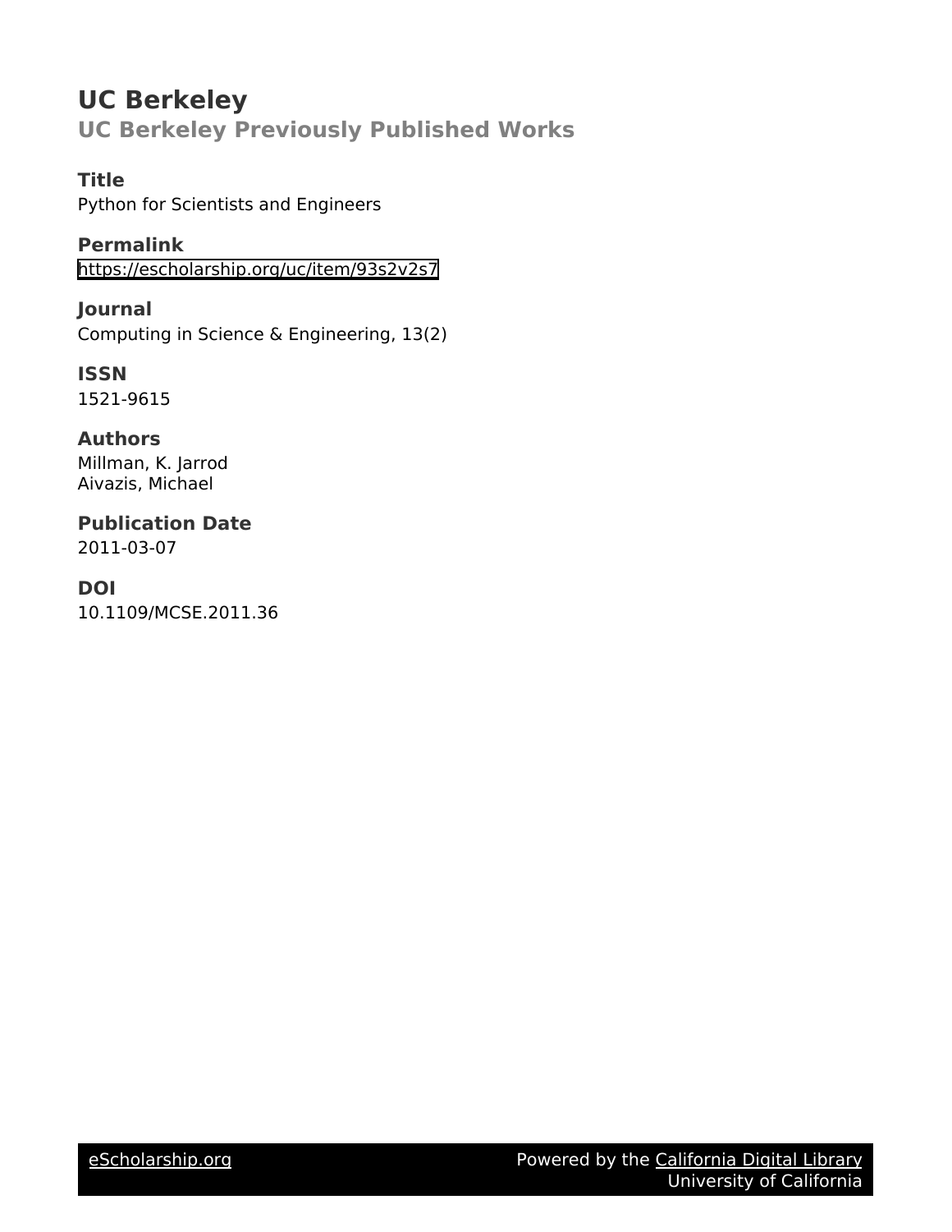# UC Berkeley

## UC Berkeley Previously Published Works

### Title

Python for Scientists and Engineers

### Permalink

https://escholarship.org/uc/item/93s2v2s7

### Journal

Computing in Science & Engineering, 13(2)

### ISSN

1521-9615

### Authors

Millman, K. Jarrod
Aivazis, Michael

### Publication Date

2011-03-07

### DOI

10.1109/MCSE.2011.36

eScholarship.org Powered by the California Digital Library University of California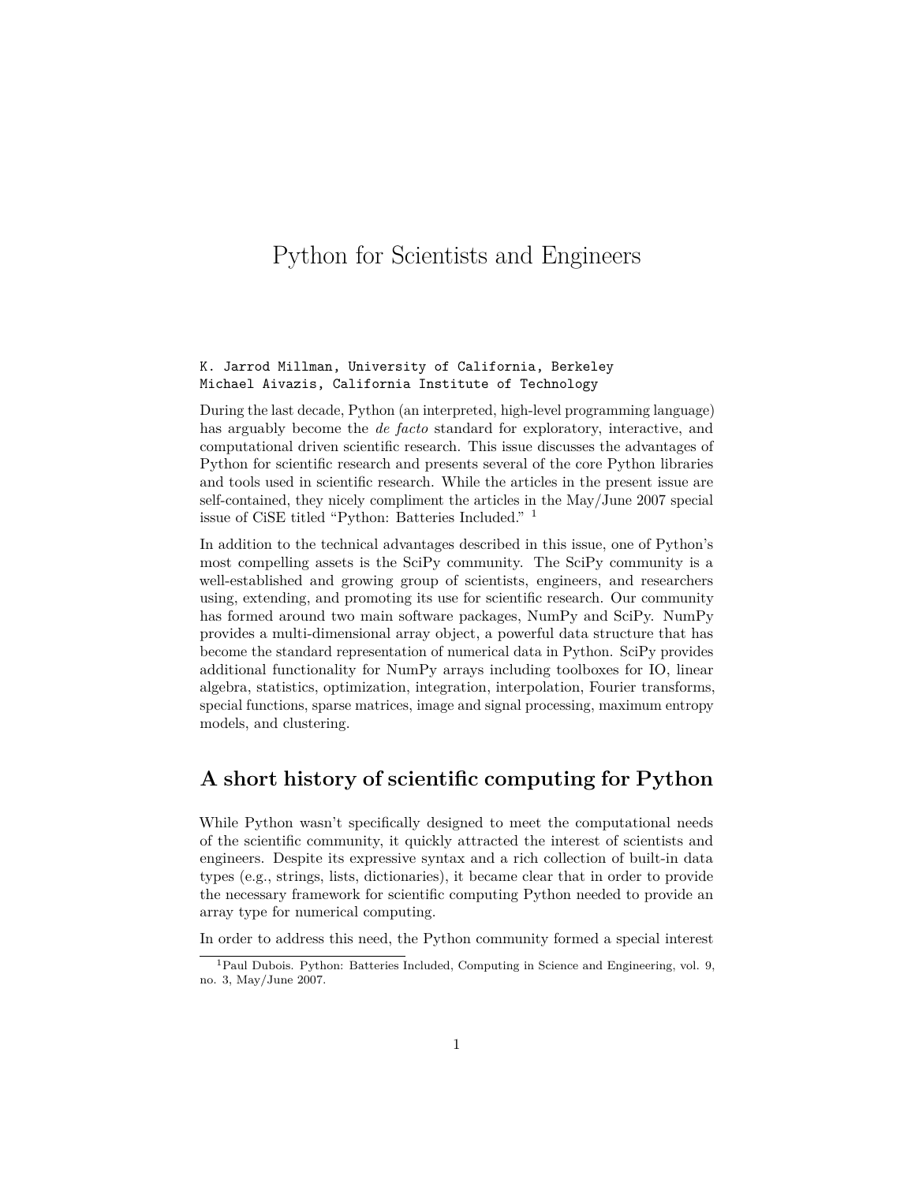# Python for Scientists and Engineers

K. Jarrod Millman, University of California, Berkeley
Michael Aivazis, California Institute of Technology

During the last decade, Python (an interpreted, high-level programming language) has arguably become the *de facto* standard for exploratory, interactive, and computational driven scientific research. This issue discusses the advantages of Python for scientific research and presents several of the core Python libraries and tools used in scientific research. While the articles in the present issue are self-contained, they nicely compliment the articles in the May/June 2007 special issue of CiSE titled "Python: Batteries Included." [1]

In addition to the technical advantages described in this issue, one of Python's most compelling assets is the SciPy community. The SciPy community is a well-established and growing group of scientists, engineers, and researchers using, extending, and promoting its use for scientific research. Our community has formed around two main software packages, NumPy and SciPy. NumPy provides a multi-dimensional array object, a powerful data structure that has become the standard representation of numerical data in Python. SciPy provides additional functionality for NumPy arrays including toolboxes for IO, linear algebra, statistics, optimization, integration, interpolation, Fourier transforms, special functions, sparse matrices, image and signal processing, maximum entropy models, and clustering.

## A short history of scientific computing for Python

While Python wasn't specifically designed to meet the computational needs of the scientific community, it quickly attracted the interest of scientists and engineers. Despite its expressive syntax and a rich collection of built-in data types (e.g., strings, lists, dictionaries), it became clear that in order to provide the necessary framework for scientific computing Python needed to provide an array type for numerical computing.

In order to address this need, the Python community formed a special interest

[1] Paul Dubois. Python: Batteries Included, Computing in Science and Engineering, vol. 9, no. 3, May/June 2007.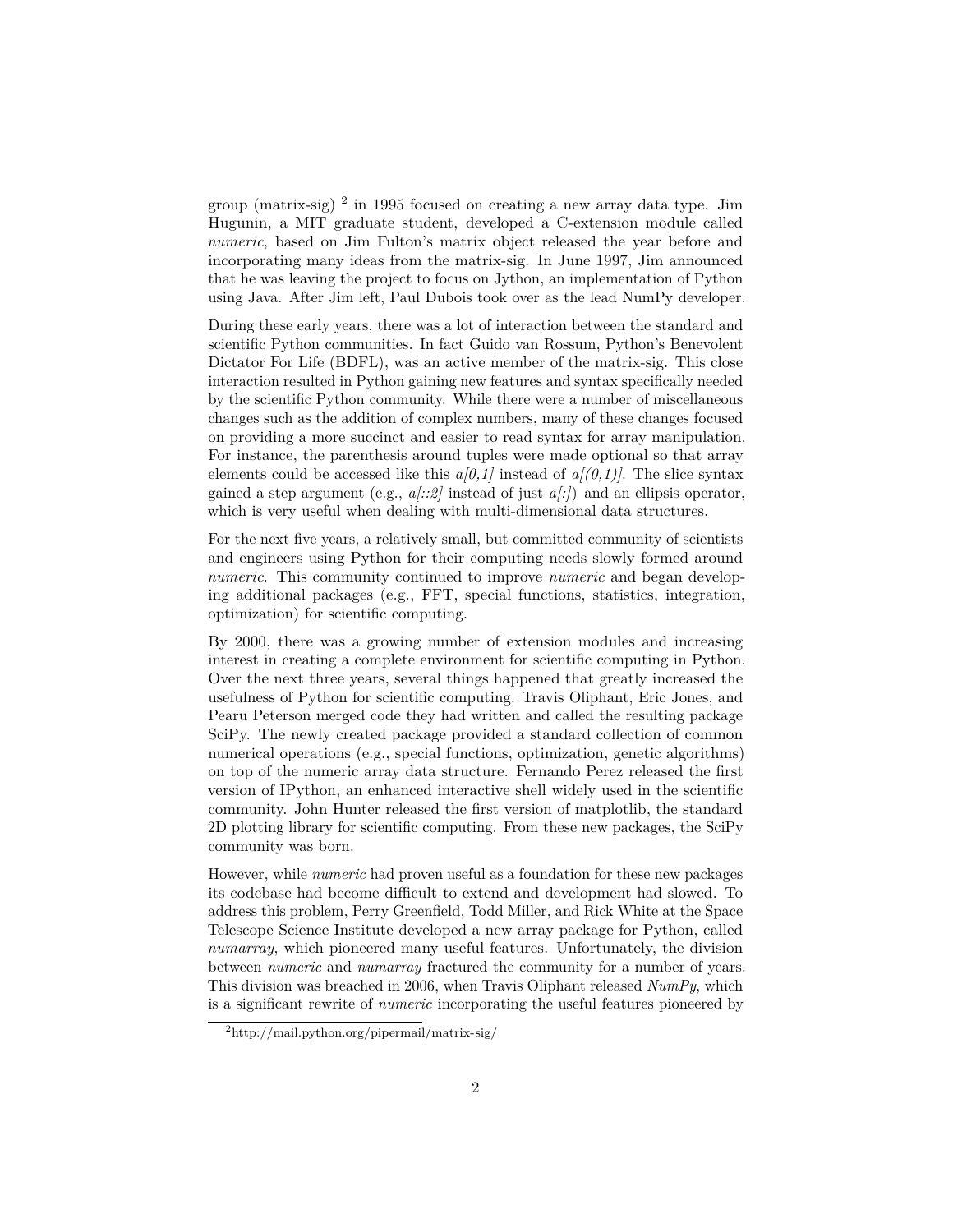group (matrix-sig) [2] in 1995 focused on creating a new array data type. Jim Hugunin, a MIT graduate student, developed a C-extension module called *numeric*, based on Jim Fulton's matrix object released the year before and incorporating many ideas from the matrix-sig. In June 1997, Jim announced that he was leaving the project to focus on Jython, an implementation of Python using Java. After Jim left, Paul Dubois took over as the lead NumPy developer.

During these early years, there was a lot of interaction between the standard and scientific Python communities. In fact Guido van Rossum, Python's Benevolent Dictator For Life (BDFL), was an active member of the matrix-sig. This close interaction resulted in Python gaining new features and syntax specifically needed by the scientific Python community. While there were a number of miscellaneous changes such as the addition of complex numbers, many of these changes focused on providing a more succinct and easier to read syntax for array manipulation. For instance, the parenthesis around tuples were made optional so that array elements could be accessed like this *a[0,1]* instead of *a[(0,1)]*. The slice syntax gained a step argument (e.g., *a[::2]* instead of just *a[:]*) and an ellipsis operator, which is very useful when dealing with multi-dimensional data structures.

For the next five years, a relatively small, but committed community of scientists and engineers using Python for their computing needs slowly formed around *numeric*. This community continued to improve *numeric* and began developing additional packages (e.g., FFT, special functions, statistics, integration, optimization) for scientific computing.

By 2000, there was a growing number of extension modules and increasing interest in creating a complete environment for scientific computing in Python. Over the next three years, several things happened that greatly increased the usefulness of Python for scientific computing. Travis Oliphant, Eric Jones, and Pearu Peterson merged code they had written and called the resulting package SciPy. The newly created package provided a standard collection of common numerical operations (e.g., special functions, optimization, genetic algorithms) on top of the numeric array data structure. Fernando Perez released the first version of IPython, an enhanced interactive shell widely used in the scientific community. John Hunter released the first version of matplotlib, the standard 2D plotting library for scientific computing. From these new packages, the SciPy community was born.

However, while *numeric* had proven useful as a foundation for these new packages its codebase had become difficult to extend and development had slowed. To address this problem, Perry Greenfield, Todd Miller, and Rick White at the Space Telescope Science Institute developed a new array package for Python, called *numarray*, which pioneered many useful features. Unfortunately, the division between *numeric* and *numarray* fractured the community for a number of years. This division was breached in 2006, when Travis Oliphant released *NumPy*, which is a significant rewrite of *numeric* incorporating the useful features pioneered by

[2] http://mail.python.org/pipermail/matrix-sig/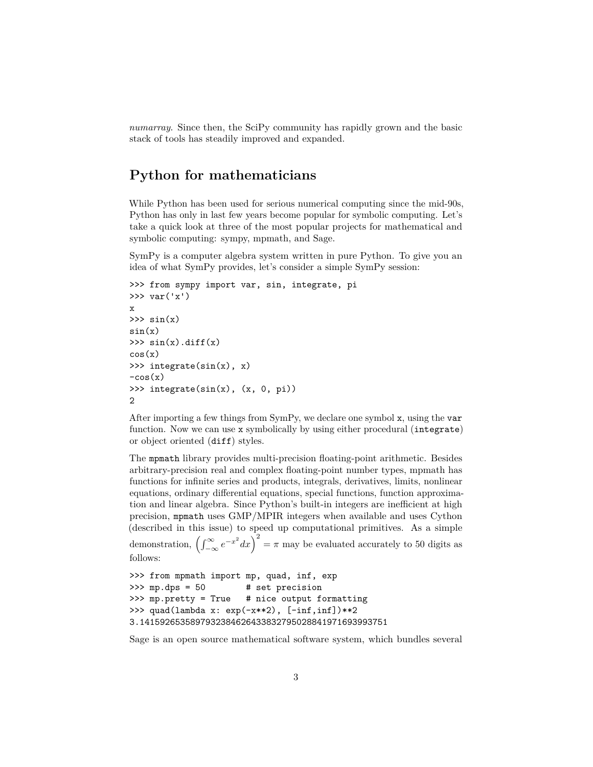*numarray*. Since then, the SciPy community has rapidly grown and the basic stack of tools has steadily improved and expanded.

## Python for mathematicians

While Python has been used for serious numerical computing since the mid-90s, Python has only in last few years become popular for symbolic computing. Let's take a quick look at three of the most popular projects for mathematical and symbolic computing: sympy, mpmath, and Sage.

SymPy is a computer algebra system written in pure Python. To give you an idea of what SymPy provides, let's consider a simple SymPy session:

```
>>> from sympy import var, sin, integrate, pi
>>> var('x')
x
>>> sin(x)
sin(x)
>>> sin(x).diff(x)
cos(x)
>>> integrate(sin(x), x)
-cos(x)
>>> integrate(sin(x), (x, 0, pi))
2
```

After importing a few things from SymPy, we declare one symbol `x`, using the `var` function. Now we can use `x` symbolically by using either procedural (`integrate`) or object oriented (`diff`) styles.

The `mpmath` library provides multi-precision floating-point arithmetic. Besides arbitrary-precision real and complex floating-point number types, mpmath has functions for infinite series and products, integrals, derivatives, limits, nonlinear equations, ordinary differential equations, special functions, function approximation and linear algebra. Since Python's built-in integers are inefficient at high precision, `mpmath` uses GMP/MPIR integers when available and uses Cython (described in this issue) to speed up computational primitives. As a simple demonstration, $\left(\int_{-\infty}^{\infty} e^{-x^2} dx\right)^2 = \pi$ may be evaluated accurately to 50 digits as follows:

```
>>> from mpmath import mp, quad, inf, exp
>>> mp.dps = 50         # set precision
>>> mp.pretty = True    # nice output formatting
>>> quad(lambda x: exp(-x**2), [-inf,inf])**2
3.1415926535897932384626433832795028841971693993751
```

Sage is an open source mathematical software system, which bundles several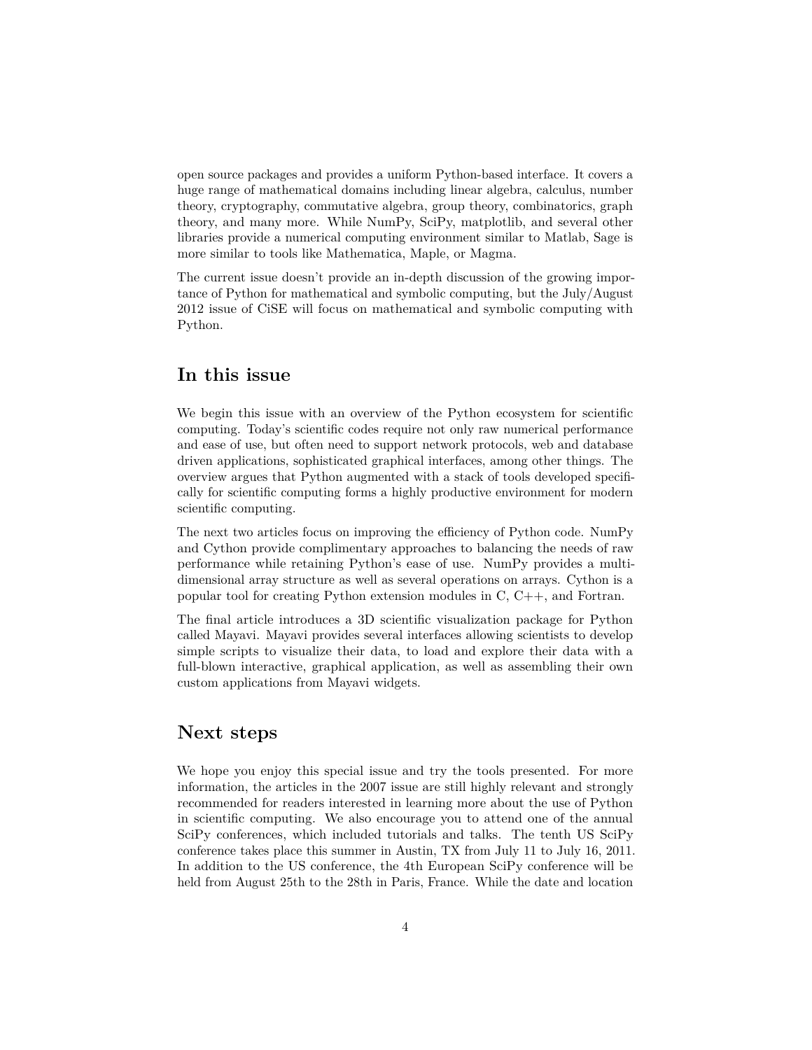open source packages and provides a uniform Python-based interface. It covers a huge range of mathematical domains including linear algebra, calculus, number theory, cryptography, commutative algebra, group theory, combinatorics, graph theory, and many more. While NumPy, SciPy, matplotlib, and several other libraries provide a numerical computing environment similar to Matlab, Sage is more similar to tools like Mathematica, Maple, or Magma.

The current issue doesn't provide an in-depth discussion of the growing importance of Python for mathematical and symbolic computing, but the July/August 2012 issue of CiSE will focus on mathematical and symbolic computing with Python.

## In this issue

We begin this issue with an overview of the Python ecosystem for scientific computing. Today's scientific codes require not only raw numerical performance and ease of use, but often need to support network protocols, web and database driven applications, sophisticated graphical interfaces, among other things. The overview argues that Python augmented with a stack of tools developed specifically for scientific computing forms a highly productive environment for modern scientific computing.

The next two articles focus on improving the efficiency of Python code. NumPy and Cython provide complimentary approaches to balancing the needs of raw performance while retaining Python's ease of use. NumPy provides a multi-dimensional array structure as well as several operations on arrays. Cython is a popular tool for creating Python extension modules in C, C++, and Fortran.

The final article introduces a 3D scientific visualization package for Python called Mayavi. Mayavi provides several interfaces allowing scientists to develop simple scripts to visualize their data, to load and explore their data with a full-blown interactive, graphical application, as well as assembling their own custom applications from Mayavi widgets.

## Next steps

We hope you enjoy this special issue and try the tools presented. For more information, the articles in the 2007 issue are still highly relevant and strongly recommended for readers interested in learning more about the use of Python in scientific computing. We also encourage you to attend one of the annual SciPy conferences, which included tutorials and talks. The tenth US SciPy conference takes place this summer in Austin, TX from July 11 to July 16, 2011. In addition to the US conference, the 4th European SciPy conference will be held from August 25th to the 28th in Paris, France. While the date and location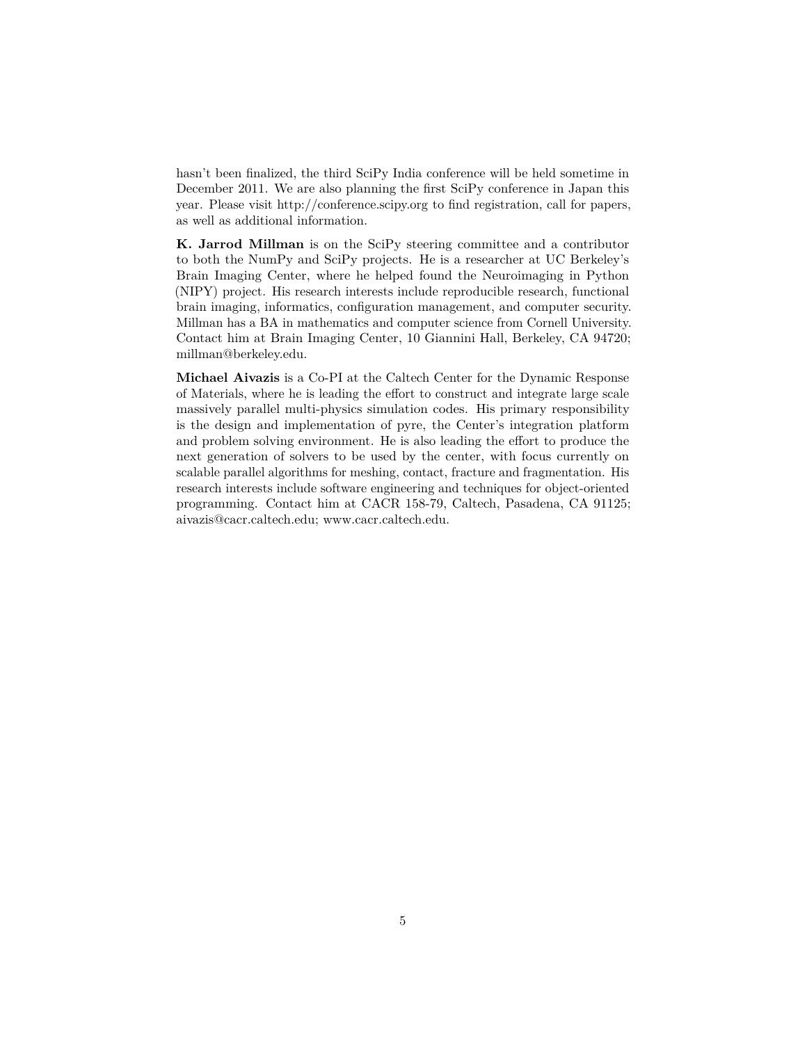hasn't been finalized, the third SciPy India conference will be held sometime in December 2011. We are also planning the first SciPy conference in Japan this year. Please visit http://conference.scipy.org to find registration, call for papers, as well as additional information.

**K. Jarrod Millman** is on the SciPy steering committee and a contributor to both the NumPy and SciPy projects. He is a researcher at UC Berkeley's Brain Imaging Center, where he helped found the Neuroimaging in Python (NIPY) project. His research interests include reproducible research, functional brain imaging, informatics, configuration management, and computer security. Millman has a BA in mathematics and computer science from Cornell University. Contact him at Brain Imaging Center, 10 Giannini Hall, Berkeley, CA 94720; millman@berkeley.edu.

**Michael Aivazis** is a Co-PI at the Caltech Center for the Dynamic Response of Materials, where he is leading the effort to construct and integrate large scale massively parallel multi-physics simulation codes. His primary responsibility is the design and implementation of pyre, the Center's integration platform and problem solving environment. He is also leading the effort to produce the next generation of solvers to be used by the center, with focus currently on scalable parallel algorithms for meshing, contact, fracture and fragmentation. His research interests include software engineering and techniques for object-oriented programming. Contact him at CACR 158-79, Caltech, Pasadena, CA 91125; aivazis@cacr.caltech.edu; www.cacr.caltech.edu.